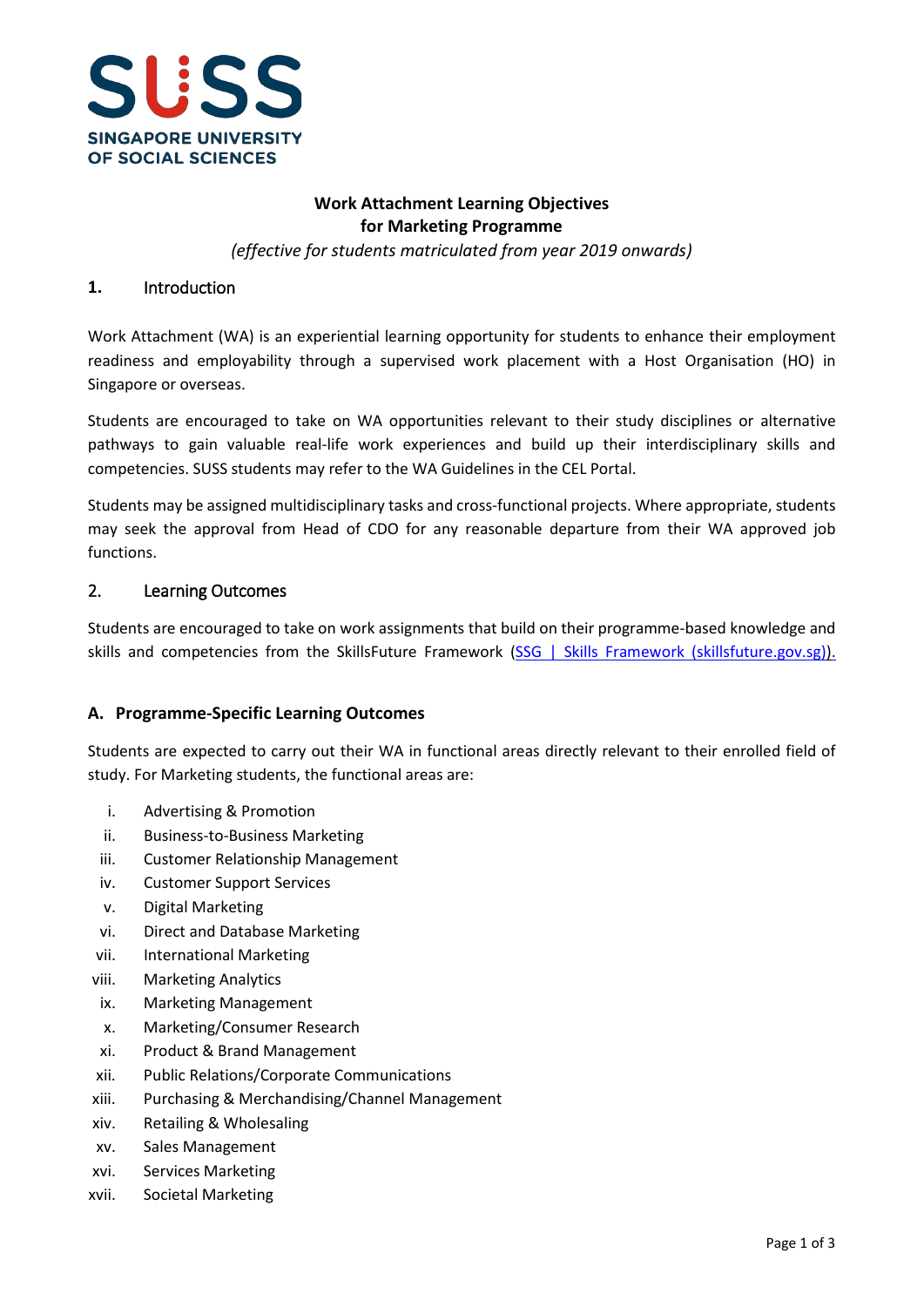SUSS

SINGAPORE UNIVERSITY OF SOCIAL SCIENCES

# Work Attachment Learning Objectives for Marketing Programme

*(effective for students matriculated from year 2019 onwards)*

## 1. Introduction

Work Attachment (WA) is an experiential learning opportunity for students to enhance their employment readiness and employability through a supervised work placement with a Host Organisation (HO) in Singapore or overseas.

Students are encouraged to take on WA opportunities relevant to their study disciplines or alternative pathways to gain valuable real-life work experiences and build up their interdisciplinary skills and competencies. SUSS students may refer to the WA Guidelines in the CEL Portal.

Students may be assigned multidisciplinary tasks and cross-functional projects. Where appropriate, students may seek the approval from Head of CDO for any reasonable departure from their WA approved job functions.

## 2. Learning Outcomes

Students are encouraged to take on work assignments that build on their programme-based knowledge and skills and competencies from the SkillsFuture Framework (SSG | Skills Framework (skillsfuture.gov.sg)).

### A. Programme-Specific Learning Outcomes

Students are expected to carry out their WA in functional areas directly relevant to their enrolled field of study. For Marketing students, the functional areas are:

i. Advertising & Promotion
ii. Business-to-Business Marketing
iii. Customer Relationship Management
iv. Customer Support Services
v. Digital Marketing
vi. Direct and Database Marketing
vii. International Marketing
viii. Marketing Analytics
ix. Marketing Management
x. Marketing/Consumer Research
xi. Product & Brand Management
xii. Public Relations/Corporate Communications
xiii. Purchasing & Merchandising/Channel Management
xiv. Retailing & Wholesaling
xv. Sales Management
xvi. Services Marketing
xvii. Societal Marketing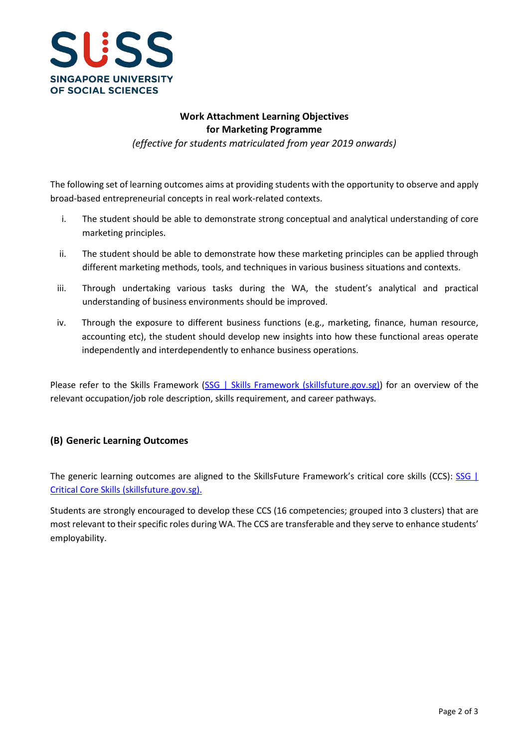**Work Attachment Learning Objectives**
**for Marketing Programme**
*(effective for students matriculated from year 2019 onwards)*

The following set of learning outcomes aims at providing students with the opportunity to observe and apply broad-based entrepreneurial concepts in real work-related contexts.

i. The student should be able to demonstrate strong conceptual and analytical understanding of core marketing principles.

ii. The student should be able to demonstrate how these marketing principles can be applied through different marketing methods, tools, and techniques in various business situations and contexts.

iii. Through undertaking various tasks during the WA, the student's analytical and practical understanding of business environments should be improved.

iv. Through the exposure to different business functions (e.g., marketing, finance, human resource, accounting etc), the student should develop new insights into how these functional areas operate independently and interdependently to enhance business operations.

Please refer to the Skills Framework (SSG | Skills Framework (skillsfuture.gov.sg)) for an overview of the relevant occupation/job role description, skills requirement, and career pathways.

## (B) Generic Learning Outcomes

The generic learning outcomes are aligned to the SkillsFuture Framework's critical core skills (CCS): SSG | Critical Core Skills (skillsfuture.gov.sg).

Students are strongly encouraged to develop these CCS (16 competencies; grouped into 3 clusters) that are most relevant to their specific roles during WA. The CCS are transferable and they serve to enhance students' employability.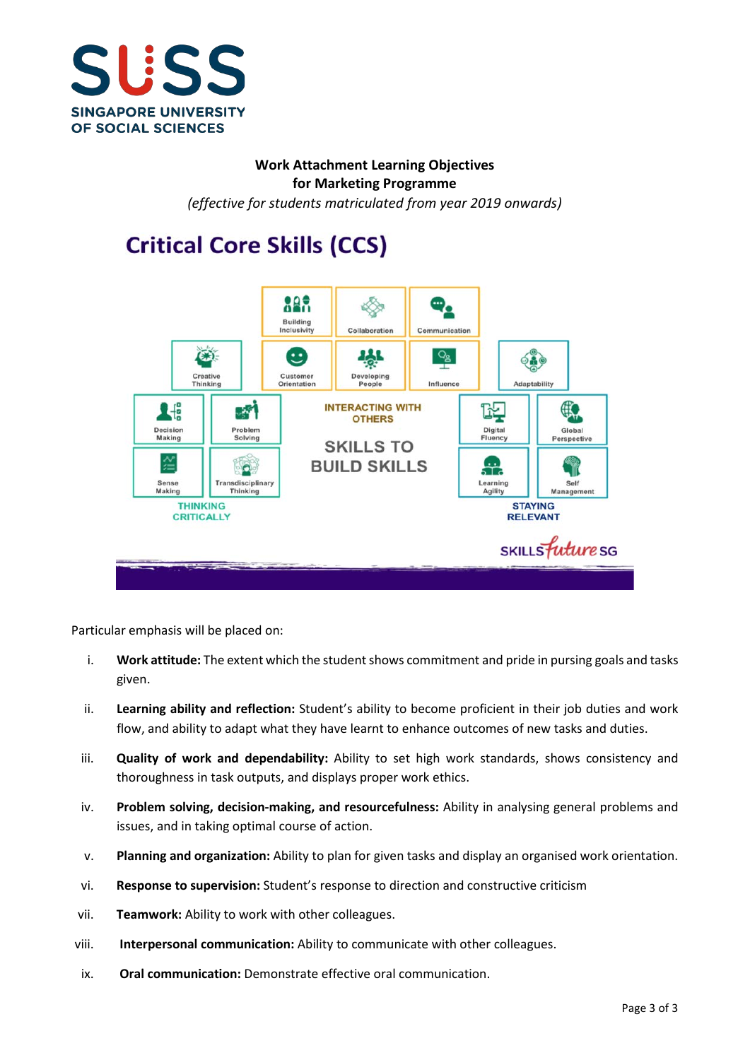**Work Attachment Learning Objectives**
**for Marketing Programme**
*(effective for students matriculated from year 2019 onwards)*

# Critical Core Skills (CCS)

Building Inclusivity
Collaboration
Communication
Creative Thinking
Customer Orientation
Developing People
Influence
Adaptability
Decision Making
Problem Solving
INTERACTING WITH OTHERS
SKILLS TO BUILD SKILLS
Digital Fluency
Global Perspective
Sense Making
Transdisciplinary Thinking
Learning Agility
Self Management
THINKING CRITICALLY
STAYING RELEVANT
SKILLSfuture SG

Particular emphasis will be placed on:

i. **Work attitude:** The extent which the student shows commitment and pride in pursing goals and tasks given.

ii. **Learning ability and reflection:** Student's ability to become proficient in their job duties and work flow, and ability to adapt what they have learnt to enhance outcomes of new tasks and duties.

iii. **Quality of work and dependability:** Ability to set high work standards, shows consistency and thoroughness in task outputs, and displays proper work ethics.

iv. **Problem solving, decision-making, and resourcefulness:** Ability in analysing general problems and issues, and in taking optimal course of action.

v. **Planning and organization:** Ability to plan for given tasks and display an organised work orientation.

vi. **Response to supervision:** Student's response to direction and constructive criticism

vii. **Teamwork:** Ability to work with other colleagues.

viii. **Interpersonal communication:** Ability to communicate with other colleagues.

ix. **Oral communication:** Demonstrate effective oral communication.